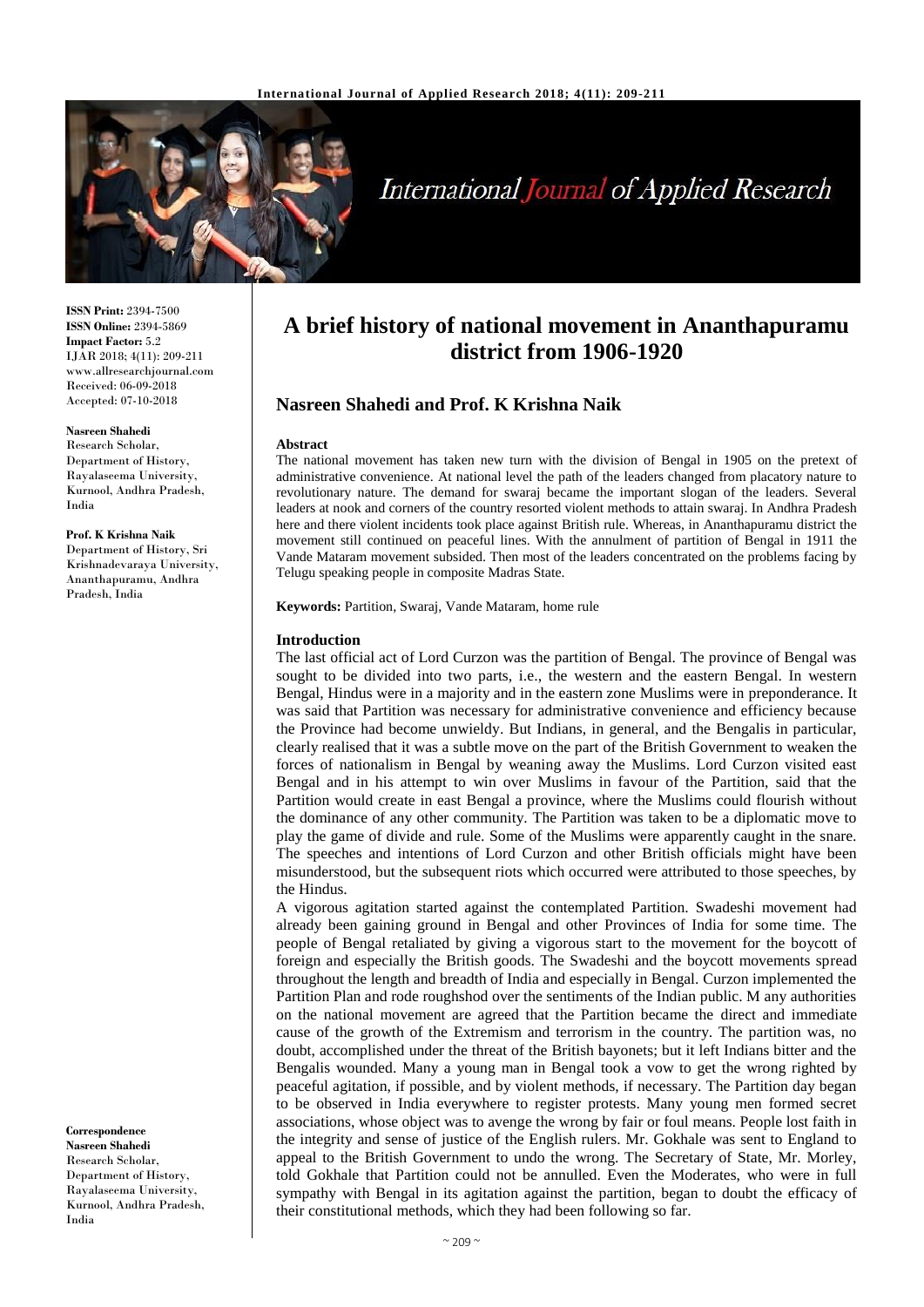# A brief history of national movement in Ananthapuramu district from 1906-1920

## Nasreen Shahedi and Prof. K Krishna Naik

**ISSN Print:** 2394-7500
**ISSN Online:** 2394-5869
**Impact Factor:** 5.2
IJAR 2018; 4(11): 209-211
www.allresearchjournal.com
Received: 06-09-2018
Accepted: 07-10-2018

**Nasreen Shahedi**
Research Scholar, Department of History, Rayalaseema University, Kurnool, Andhra Pradesh, India

**Prof. K Krishna Naik**
Department of History, Sri Krishnadevaraya University, Ananthapuramu, Andhra Pradesh, India

**Correspondence**
**Nasreen Shahedi**
Research Scholar, Department of History, Rayalaseema University, Kurnool, Andhra Pradesh, India

### Abstract

The national movement has taken new turn with the division of Bengal in 1905 on the pretext of administrative convenience. At national level the path of the leaders changed from placatory nature to revolutionary nature. The demand for swaraj became the important slogan of the leaders. Several leaders at nook and corners of the country resorted violent methods to attain swaraj. In Andhra Pradesh here and there violent incidents took place against British rule. Whereas, in Ananthapuramu district the movement still continued on peaceful lines. With the annulment of partition of Bengal in 1911 the Vande Mataram movement subsided. Then most of the leaders concentrated on the problems facing by Telugu speaking people in composite Madras State.

**Keywords:** Partition, Swaraj, Vande Mataram, home rule

### Introduction

The last official act of Lord Curzon was the partition of Bengal. The province of Bengal was sought to be divided into two parts, i.e., the western and the eastern Bengal. In western Bengal, Hindus were in a majority and in the eastern zone Muslims were in preponderance. It was said that Partition was necessary for administrative convenience and efficiency because the Province had become unwieldy. But Indians, in general, and the Bengalis in particular, clearly realised that it was a subtle move on the part of the British Government to weaken the forces of nationalism in Bengal by weaning away the Muslims. Lord Curzon visited east Bengal and in his attempt to win over Muslims in favour of the Partition, said that the Partition would create in east Bengal a province, where the Muslims could flourish without the dominance of any other community. The Partition was taken to be a diplomatic move to play the game of divide and rule. Some of the Muslims were apparently caught in the snare. The speeches and intentions of Lord Curzon and other British officials might have been misunderstood, but the subsequent riots which occurred were attributed to those speeches, by the Hindus.

A vigorous agitation started against the contemplated Partition. Swadeshi movement had already been gaining ground in Bengal and other Provinces of India for some time. The people of Bengal retaliated by giving a vigorous start to the movement for the boycott of foreign and especially the British goods. The Swadeshi and the boycott movements spread throughout the length and breadth of India and especially in Bengal. Curzon implemented the Partition Plan and rode roughshod over the sentiments of the Indian public. M any authorities on the national movement are agreed that the Partition became the direct and immediate cause of the growth of the Extremism and terrorism in the country. The partition was, no doubt, accomplished under the threat of the British bayonets; but it left Indians bitter and the Bengalis wounded. Many a young man in Bengal took a vow to get the wrong righted by peaceful agitation, if possible, and by violent methods, if necessary. The Partition day began to be observed in India everywhere to register protests. Many young men formed secret associations, whose object was to avenge the wrong by fair or foul means. People lost faith in the integrity and sense of justice of the English rulers. Mr. Gokhale was sent to England to appeal to the British Government to undo the wrong. The Secretary of State, Mr. Morley, told Gokhale that Partition could not be annulled. Even the Moderates, who were in full sympathy with Bengal in its agitation against the partition, began to doubt the efficacy of their constitutional methods, which they had been following so far.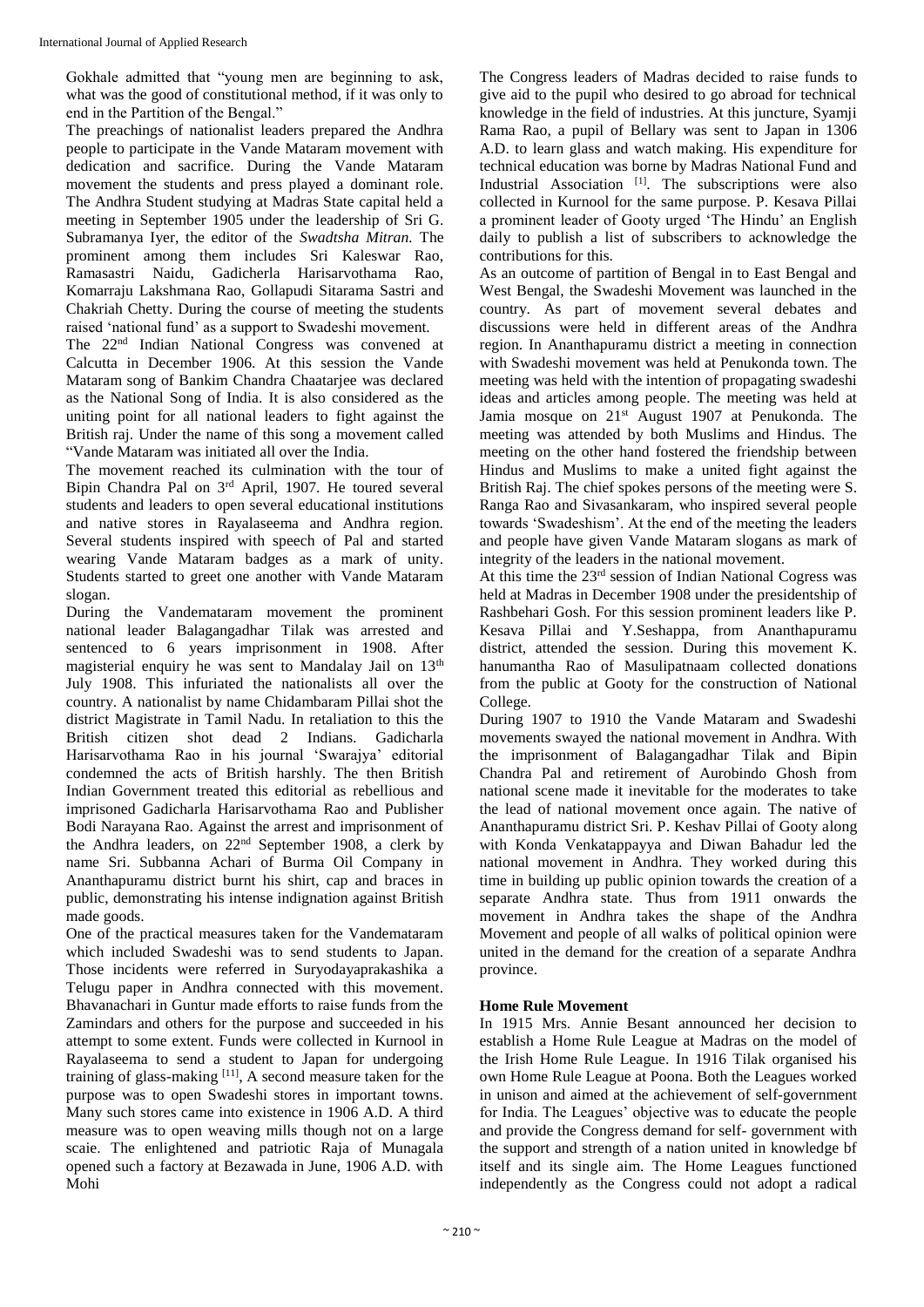Gokhale admitted that "young men are beginning to ask, what was the good of constitutional method, if it was only to end in the Partition of the Bengal."

The preachings of nationalist leaders prepared the Andhra people to participate in the Vande Mataram movement with dedication and sacrifice. During the Vande Mataram movement the students and press played a dominant role. The Andhra Student studying at Madras State capital held a meeting in September 1905 under the leadership of Sri G. Subramanya Iyer, the editor of the *Swadtsha Mitran.* The prominent among them includes Sri Kaleswar Rao, Ramasastri Naidu, Gadicherla Harisarvothama Rao, Komarraju Lakshmana Rao, Gollapudi Sitarama Sastri and Chakriah Chetty. During the course of meeting the students raised 'national fund' as a support to Swadeshi movement.

The 22nd Indian National Congress was convened at Calcutta in December 1906. At this session the Vande Mataram song of Bankim Chandra Chaatarjee was declared as the National Song of India. It is also considered as the uniting point for all national leaders to fight against the British raj. Under the name of this song a movement called "Vande Mataram was initiated all over the India.

The movement reached its culmination with the tour of Bipin Chandra Pal on 3rd April, 1907. He toured several students and leaders to open several educational institutions and native stores in Rayalaseema and Andhra region. Several students inspired with speech of Pal and started wearing Vande Mataram badges as a mark of unity. Students started to greet one another with Vande Mataram slogan.

During the Vandemataram movement the prominent national leader Balagangadhar Tilak was arrested and sentenced to 6 years imprisonment in 1908. After magisterial enquiry he was sent to Mandalay Jail on 13th July 1908. This infuriated the nationalists all over the country. A nationalist by name Chidambaram Pillai shot the district Magistrate in Tamil Nadu. In retaliation to this the British citizen shot dead 2 Indians. Gadicharla Harisarvothama Rao in his journal 'Swarajya' editorial condemned the acts of British harshly. The then British Indian Government treated this editorial as rebellious and imprisoned Gadicharla Harisarvothama Rao and Publisher Bodi Narayana Rao. Against the arrest and imprisonment of the Andhra leaders, on 22nd September 1908, a clerk by name Sri. Subbanna Achari of Burma Oil Company in Ananthapuramu district burnt his shirt, cap and braces in public, demonstrating his intense indignation against British made goods.

One of the practical measures taken for the Vandemataram which included Swadeshi was to send students to Japan. Those incidents were referred in Suryodayaprakashika a Telugu paper in Andhra connected with this movement. Bhavanachari in Guntur made efforts to raise funds from the Zamindars and others for the purpose and succeeded in his attempt to some extent. Funds were collected in Kurnool in Rayalaseema to send a student to Japan for undergoing training of glass-making [11], A second measure taken for the purpose was to open Swadeshi stores in important towns. Many such stores came into existence in 1906 A.D. A third measure was to open weaving mills though not on a large scaie. The enlightened and patriotic Raja of Munagala opened such a factory at Bezawada in June, 1906 A.D. with Mohi

The Congress leaders of Madras decided to raise funds to give aid to the pupil who desired to go abroad for technical knowledge in the field of industries. At this juncture, Syamji Rama Rao, a pupil of Bellary was sent to Japan in 1306 A.D. to learn glass and watch making. His expenditure for technical education was borne by Madras National Fund and Industrial Association [1]. The subscriptions were also collected in Kurnool for the same purpose. P. Kesava Pillai a prominent leader of Gooty urged 'The Hindu' an English daily to publish a list of subscribers to acknowledge the contributions for this.

As an outcome of partition of Bengal in to East Bengal and West Bengal, the Swadeshi Movement was launched in the country. As part of movement several debates and discussions were held in different areas of the Andhra region. In Ananthapuramu district a meeting in connection with Swadeshi movement was held at Penukonda town. The meeting was held with the intention of propagating swadeshi ideas and articles among people. The meeting was held at Jamia mosque on 21st August 1907 at Penukonda. The meeting was attended by both Muslims and Hindus. The meeting on the other hand fostered the friendship between Hindus and Muslims to make a united fight against the British Raj. The chief spokes persons of the meeting were S. Ranga Rao and Sivasankaram, who inspired several people towards 'Swadeshism'. At the end of the meeting the leaders and people have given Vande Mataram slogans as mark of integrity of the leaders in the national movement.

At this time the 23rd session of Indian National Cogress was held at Madras in December 1908 under the presidentship of Rashbehari Gosh. For this session prominent leaders like P. Kesava Pillai and Y.Seshappa, from Ananthapuramu district, attended the session. During this movement K. hanumantha Rao of Masulipatnaam collected donations from the public at Gooty for the construction of National College.

During 1907 to 1910 the Vande Mataram and Swadeshi movements swayed the national movement in Andhra. With the imprisonment of Balagangadhar Tilak and Bipin Chandra Pal and retirement of Aurobindo Ghosh from national scene made it inevitable for the moderates to take the lead of national movement once again. The native of Ananthapuramu district Sri. P. Keshav Pillai of Gooty along with Konda Venkatappayya and Diwan Bahadur led the national movement in Andhra. They worked during this time in building up public opinion towards the creation of a separate Andhra state. Thus from 1911 onwards the movement in Andhra takes the shape of the Andhra Movement and people of all walks of political opinion were united in the demand for the creation of a separate Andhra province.

## Home Rule Movement

In 1915 Mrs. Annie Besant announced her decision to establish a Home Rule League at Madras on the model of the Irish Home Rule League. In 1916 Tilak organised his own Home Rule League at Poona. Both the Leagues worked in unison and aimed at the achievement of self-government for India. The Leagues' objective was to educate the people and provide the Congress demand for self- government with the support and strength of a nation united in knowledge bf itself and its single aim. The Home Leagues functioned independently as the Congress could not adopt a radical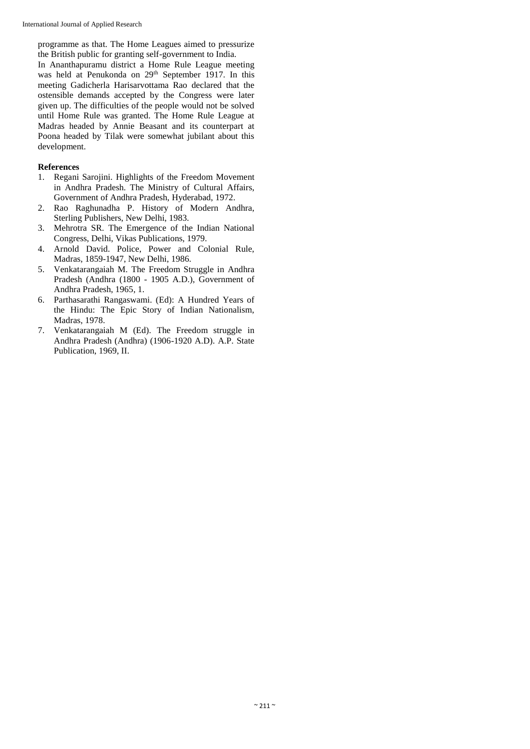programme as that. The Home Leagues aimed to pressurize the British public for granting self-government to India.

In Ananthapuramu district a Home Rule League meeting was held at Penukonda on 29th September 1917. In this meeting Gadicherla Harisarvottama Rao declared that the ostensible demands accepted by the Congress were later given up. The difficulties of the people would not be solved until Home Rule was granted. The Home Rule League at Madras headed by Annie Beasant and its counterpart at Poona headed by Tilak were somewhat jubilant about this development.

**References**

1. Regani Sarojini. Highlights of the Freedom Movement in Andhra Pradesh. The Ministry of Cultural Affairs, Government of Andhra Pradesh, Hyderabad, 1972.
2. Rao Raghunadha P. History of Modern Andhra, Sterling Publishers, New Delhi, 1983.
3. Mehrotra SR. The Emergence of the Indian National Congress, Delhi, Vikas Publications, 1979.
4. Arnold David. Police, Power and Colonial Rule, Madras, 1859-1947, New Delhi, 1986.
5. Venkatarangaiah M. The Freedom Struggle in Andhra Pradesh (Andhra (1800 - 1905 A.D.), Government of Andhra Pradesh, 1965, 1.
6. Parthasarathi Rangaswami. (Ed): A Hundred Years of the Hindu: The Epic Story of Indian Nationalism, Madras, 1978.
7. Venkatarangaiah M (Ed). The Freedom struggle in Andhra Pradesh (Andhra) (1906-1920 A.D). A.P. State Publication, 1969, II.